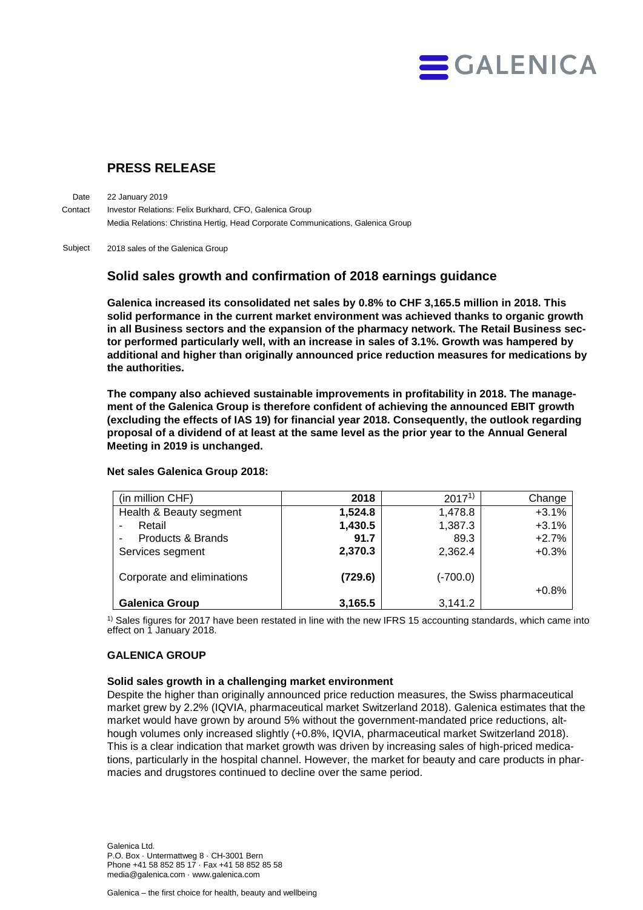GALENICA

## PRESS RELEASE

Date 22 January 2019

Contact Investor Relations: Felix Burkhard, CFO, Galenica Group

Media Relations: Christina Hertig, Head Corporate Communications, Galenica Group

Subject 2018 sales of the Galenica Group

## Solid sales growth and confirmation of 2018 earnings guidance

**Galenica increased its consolidated net sales by 0.8% to CHF 3,165.5 million in 2018. This solid performance in the current market environment was achieved thanks to organic growth in all Business sectors and the expansion of the pharmacy network. The Retail Business sector performed particularly well, with an increase in sales of 3.1%. Growth was hampered by additional and higher than originally announced price reduction measures for medications by the authorities.**

**The company also achieved sustainable improvements in profitability in 2018. The management of the Galenica Group is therefore confident of achieving the announced EBIT growth (excluding the effects of IAS 19) for financial year 2018. Consequently, the outlook regarding proposal of a dividend of at least at the same level as the prior year to the Annual General Meeting in 2019 is unchanged.**

**Net sales Galenica Group 2018:**

| (in million CHF) | 2018 | 2017[1)] | Change |
|---|---|---|---|
| Health & Beauty segment | **1,524.8** | 1,478.8 | +3.1% |
| - Retail | **1,430.5** | 1,387.3 | +3.1% |
| - Products & Brands | **91.7** | 89.3 | +2.7% |
| Services segment | **2,370.3** | 2,362.4 | +0.3% |
| Corporate and eliminations | **(729.6)** | (-700.0) | |
| **Galenica Group** | **3,165.5** | 3,141.2 | +0.8% |

[1)] Sales figures for 2017 have been restated in line with the new IFRS 15 accounting standards, which came into effect on 1 January 2018.

### GALENICA GROUP

**Solid sales growth in a challenging market environment**

Despite the higher than originally announced price reduction measures, the Swiss pharmaceutical market grew by 2.2% (IQVIA, pharmaceutical market Switzerland 2018). Galenica estimates that the market would have grown by around 5% without the government-mandated price reductions, although volumes only increased slightly (+0.8%, IQVIA, pharmaceutical market Switzerland 2018). This is a clear indication that market growth was driven by increasing sales of high-priced medications, particularly in the hospital channel. However, the market for beauty and care products in pharmacies and drugstores continued to decline over the same period.

Galenica Ltd.
P.O. Box · Untermattweg 8 · CH-3001 Bern
Phone +41 58 852 85 17 · Fax +41 58 852 85 58
media@galenica.com · www.galenica.com

Galenica – the first choice for health, beauty and wellbeing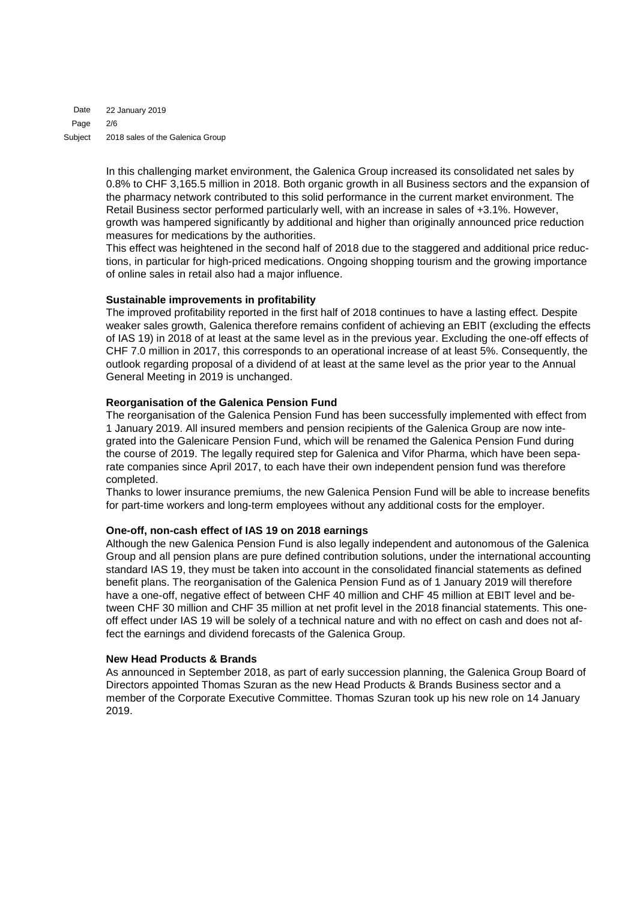In this challenging market environment, the Galenica Group increased its consolidated net sales by 0.8% to CHF 3,165.5 million in 2018. Both organic growth in all Business sectors and the expansion of the pharmacy network contributed to this solid performance in the current market environment. The Retail Business sector performed particularly well, with an increase in sales of +3.1%. However, growth was hampered significantly by additional and higher than originally announced price reduction measures for medications by the authorities.
This effect was heightened in the second half of 2018 due to the staggered and additional price reductions, in particular for high-priced medications. Ongoing shopping tourism and the growing importance of online sales in retail also had a major influence.

**Sustainable improvements in profitability**
The improved profitability reported in the first half of 2018 continues to have a lasting effect. Despite weaker sales growth, Galenica therefore remains confident of achieving an EBIT (excluding the effects of IAS 19) in 2018 of at least at the same level as in the previous year. Excluding the one-off effects of CHF 7.0 million in 2017, this corresponds to an operational increase of at least 5%. Consequently, the outlook regarding proposal of a dividend of at least at the same level as the prior year to the Annual General Meeting in 2019 is unchanged.

**Reorganisation of the Galenica Pension Fund**
The reorganisation of the Galenica Pension Fund has been successfully implemented with effect from 1 January 2019. All insured members and pension recipients of the Galenica Group are now integrated into the Galenicare Pension Fund, which will be renamed the Galenica Pension Fund during the course of 2019. The legally required step for Galenica and Vifor Pharma, which have been separate companies since April 2017, to each have their own independent pension fund was therefore completed.
Thanks to lower insurance premiums, the new Galenica Pension Fund will be able to increase benefits for part-time workers and long-term employees without any additional costs for the employer.

**One-off, non-cash effect of IAS 19 on 2018 earnings**
Although the new Galenica Pension Fund is also legally independent and autonomous of the Galenica Group and all pension plans are pure defined contribution solutions, under the international accounting standard IAS 19, they must be taken into account in the consolidated financial statements as defined benefit plans. The reorganisation of the Galenica Pension Fund as of 1 January 2019 will therefore have a one-off, negative effect of between CHF 40 million and CHF 45 million at EBIT level and between CHF 30 million and CHF 35 million at net profit level in the 2018 financial statements. This one-off effect under IAS 19 will be solely of a technical nature and with no effect on cash and does not affect the earnings and dividend forecasts of the Galenica Group.

**New Head Products & Brands**
As announced in September 2018, as part of early succession planning, the Galenica Group Board of Directors appointed Thomas Szuran as the new Head Products & Brands Business sector and a member of the Corporate Executive Committee. Thomas Szuran took up his new role on 14 January 2019.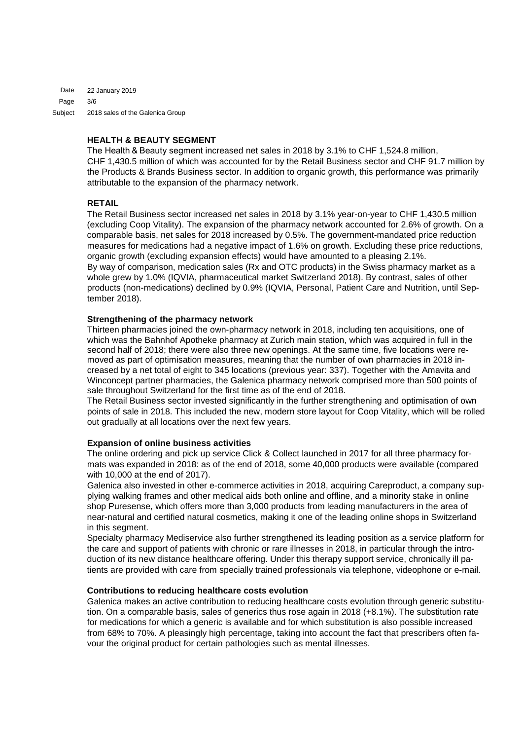## HEALTH & BEAUTY SEGMENT

The Health & Beauty segment increased net sales in 2018 by 3.1% to CHF 1,524.8 million, CHF 1,430.5 million of which was accounted for by the Retail Business sector and CHF 91.7 million by the Products & Brands Business sector. In addition to organic growth, this performance was primarily attributable to the expansion of the pharmacy network.

## RETAIL

The Retail Business sector increased net sales in 2018 by 3.1% year-on-year to CHF 1,430.5 million (excluding Coop Vitality). The expansion of the pharmacy network accounted for 2.6% of growth. On a comparable basis, net sales for 2018 increased by 0.5%. The government-mandated price reduction measures for medications had a negative impact of 1.6% on growth. Excluding these price reductions, organic growth (excluding expansion effects) would have amounted to a pleasing 2.1%.
By way of comparison, medication sales (Rx and OTC products) in the Swiss pharmacy market as a whole grew by 1.0% (IQVIA, pharmaceutical market Switzerland 2018). By contrast, sales of other products (non-medications) declined by 0.9% (IQVIA, Personal, Patient Care and Nutrition, until September 2018).

### Strengthening of the pharmacy network

Thirteen pharmacies joined the own-pharmacy network in 2018, including ten acquisitions, one of which was the Bahnhof Apotheke pharmacy at Zurich main station, which was acquired in full in the second half of 2018; there were also three new openings. At the same time, five locations were removed as part of optimisation measures, meaning that the number of own pharmacies in 2018 increased by a net total of eight to 345 locations (previous year: 337). Together with the Amavita and Winconcept partner pharmacies, the Galenica pharmacy network comprised more than 500 points of sale throughout Switzerland for the first time as of the end of 2018.
The Retail Business sector invested significantly in the further strengthening and optimisation of own points of sale in 2018. This included the new, modern store layout for Coop Vitality, which will be rolled out gradually at all locations over the next few years.

### Expansion of online business activities

The online ordering and pick up service Click & Collect launched in 2017 for all three pharmacy formats was expanded in 2018: as of the end of 2018, some 40,000 products were available (compared with 10,000 at the end of 2017).
Galenica also invested in other e-commerce activities in 2018, acquiring Careproduct, a company supplying walking frames and other medical aids both online and offline, and a minority stake in online shop Puresense, which offers more than 3,000 products from leading manufacturers in the area of near-natural and certified natural cosmetics, making it one of the leading online shops in Switzerland in this segment.
Specialty pharmacy Mediservice also further strengthened its leading position as a service platform for the care and support of patients with chronic or rare illnesses in 2018, in particular through the introduction of its new distance healthcare offering. Under this therapy support service, chronically ill patients are provided with care from specially trained professionals via telephone, videophone or e-mail.

### Contributions to reducing healthcare costs evolution

Galenica makes an active contribution to reducing healthcare costs evolution through generic substitution. On a comparable basis, sales of generics thus rose again in 2018 (+8.1%). The substitution rate for medications for which a generic is available and for which substitution is also possible increased from 68% to 70%. A pleasingly high percentage, taking into account the fact that prescribers often favour the original product for certain pathologies such as mental illnesses.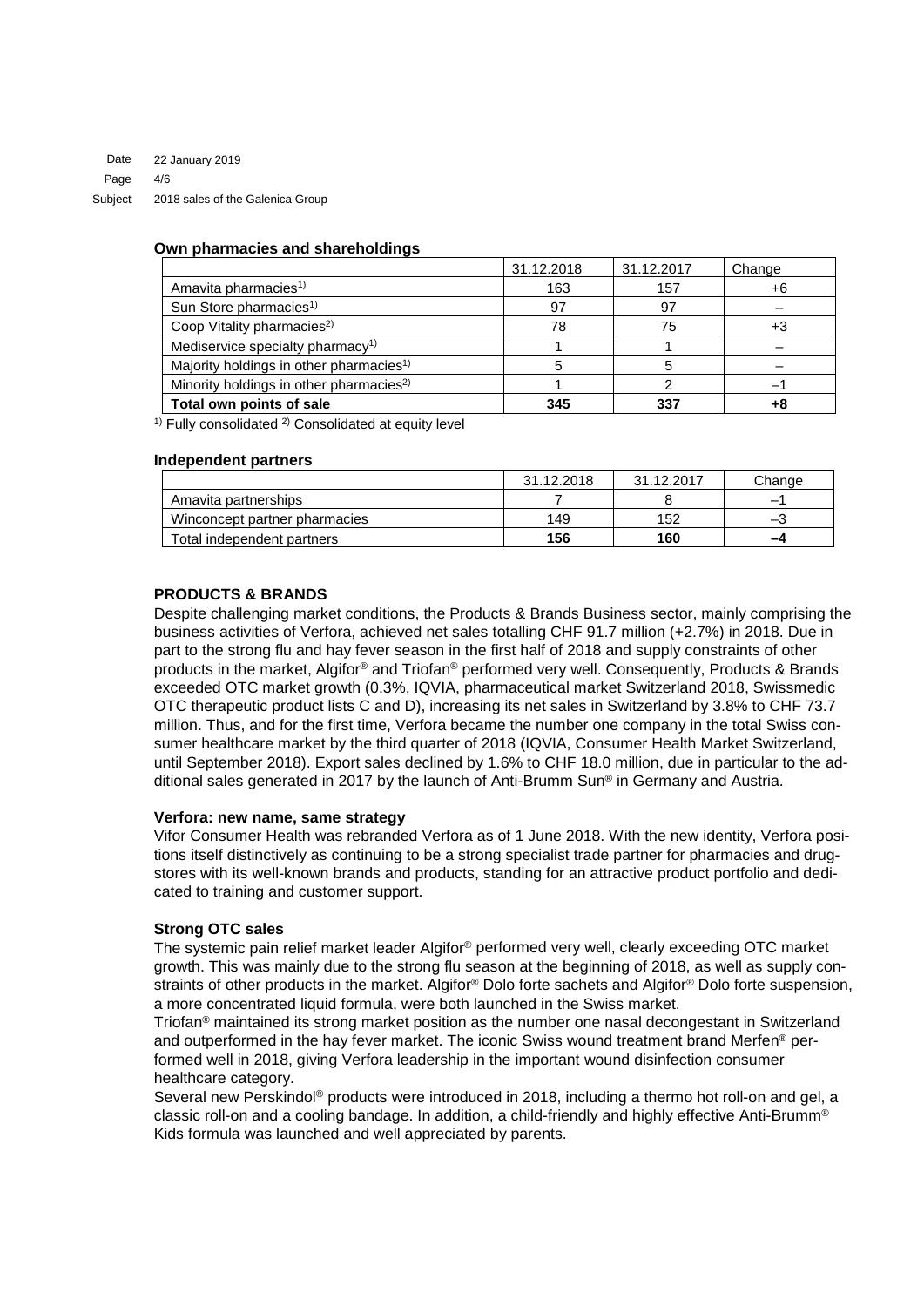**Own pharmacies and shareholdings**

| | 31.12.2018 | 31.12.2017 | Change |
|---|---|---|---|
| Amavita pharmacies[1)] | 163 | 157 | +6 |
| Sun Store pharmacies[1)] | 97 | 97 | – |
| Coop Vitality pharmacies[2)] | 78 | 75 | +3 |
| Mediservice specialty pharmacy[1)] | 1 | 1 | – |
| Majority holdings in other pharmacies[1)] | 5 | 5 | – |
| Minority holdings in other pharmacies[2)] | 1 | 2 | –1 |
| **Total own points of sale** | **345** | **337** | **+8** |

[1)] Fully consolidated [2)] Consolidated at equity level

**Independent partners**

| | 31.12.2018 | 31.12.2017 | Change |
|---|---|---|---|
| Amavita partnerships | 7 | 8 | –1 |
| Winconcept partner pharmacies | 149 | 152 | –3 |
| Total independent partners | **156** | **160** | **–4** |

## PRODUCTS & BRANDS

Despite challenging market conditions, the Products & Brands Business sector, mainly comprising the business activities of Verfora, achieved net sales totalling CHF 91.7 million (+2.7%) in 2018. Due in part to the strong flu and hay fever season in the first half of 2018 and supply constraints of other products in the market, Algifor® and Triofan® performed very well. Consequently, Products & Brands exceeded OTC market growth (0.3%, IQVIA, pharmaceutical market Switzerland 2018, Swissmedic OTC therapeutic product lists C and D), increasing its net sales in Switzerland by 3.8% to CHF 73.7 million. Thus, and for the first time, Verfora became the number one company in the total Swiss consumer healthcare market by the third quarter of 2018 (IQVIA, Consumer Health Market Switzerland, until September 2018). Export sales declined by 1.6% to CHF 18.0 million, due in particular to the additional sales generated in 2017 by the launch of Anti-Brumm Sun® in Germany and Austria.

### Verfora: new name, same strategy

Vifor Consumer Health was rebranded Verfora as of 1 June 2018. With the new identity, Verfora positions itself distinctively as continuing to be a strong specialist trade partner for pharmacies and drugstores with its well-known brands and products, standing for an attractive product portfolio and dedicated to training and customer support.

### Strong OTC sales

The systemic pain relief market leader Algifor® performed very well, clearly exceeding OTC market growth. This was mainly due to the strong flu season at the beginning of 2018, as well as supply constraints of other products in the market. Algifor® Dolo forte sachets and Algifor® Dolo forte suspension, a more concentrated liquid formula, were both launched in the Swiss market.

Triofan® maintained its strong market position as the number one nasal decongestant in Switzerland and outperformed in the hay fever market. The iconic Swiss wound treatment brand Merfen® performed well in 2018, giving Verfora leadership in the important wound disinfection consumer healthcare category.

Several new Perskindol® products were introduced in 2018, including a thermo hot roll-on and gel, a classic roll-on and a cooling bandage. In addition, a child-friendly and highly effective Anti-Brumm® Kids formula was launched and well appreciated by parents.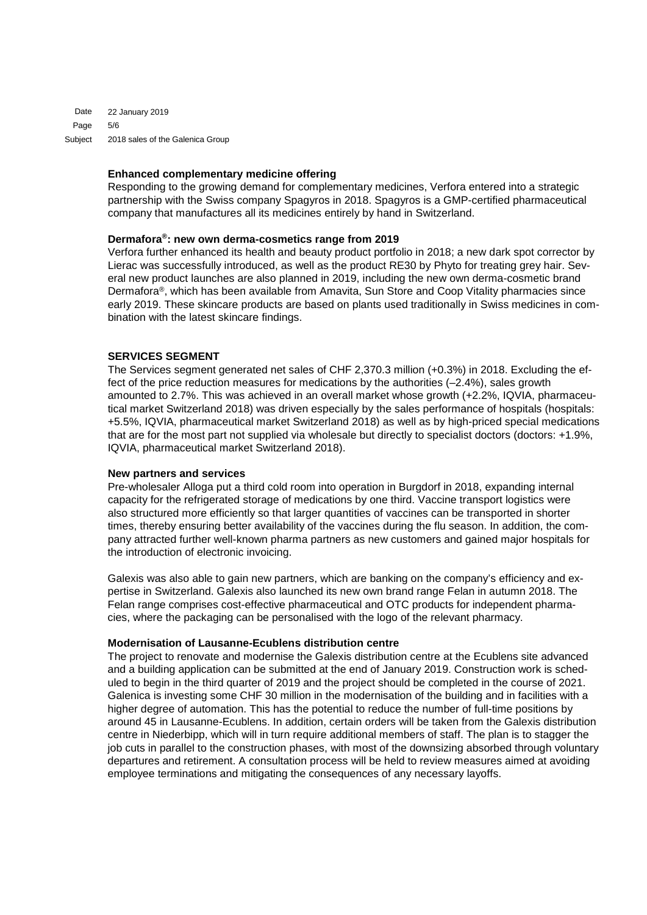### Enhanced complementary medicine offering

Responding to the growing demand for complementary medicines, Verfora entered into a strategic partnership with the Swiss company Spagyros in 2018. Spagyros is a GMP-certified pharmaceutical company that manufactures all its medicines entirely by hand in Switzerland.

### Dermafora®: new own derma-cosmetics range from 2019

Verfora further enhanced its health and beauty product portfolio in 2018; a new dark spot corrector by Lierac was successfully introduced, as well as the product RE30 by Phyto for treating grey hair. Several new product launches are also planned in 2019, including the new own derma-cosmetic brand Dermafora®, which has been available from Amavita, Sun Store and Coop Vitality pharmacies since early 2019. These skincare products are based on plants used traditionally in Swiss medicines in combination with the latest skincare findings.

## SERVICES SEGMENT

The Services segment generated net sales of CHF 2,370.3 million (+0.3%) in 2018. Excluding the effect of the price reduction measures for medications by the authorities (–2.4%), sales growth amounted to 2.7%. This was achieved in an overall market whose growth (+2.2%, IQVIA, pharmaceutical market Switzerland 2018) was driven especially by the sales performance of hospitals (hospitals: +5.5%, IQVIA, pharmaceutical market Switzerland 2018) as well as by high-priced special medications that are for the most part not supplied via wholesale but directly to specialist doctors (doctors: +1.9%, IQVIA, pharmaceutical market Switzerland 2018).

### New partners and services

Pre-wholesaler Alloga put a third cold room into operation in Burgdorf in 2018, expanding internal capacity for the refrigerated storage of medications by one third. Vaccine transport logistics were also structured more efficiently so that larger quantities of vaccines can be transported in shorter times, thereby ensuring better availability of the vaccines during the flu season. In addition, the company attracted further well-known pharma partners as new customers and gained major hospitals for the introduction of electronic invoicing.

Galexis was also able to gain new partners, which are banking on the company's efficiency and expertise in Switzerland. Galexis also launched its new own brand range Felan in autumn 2018. The Felan range comprises cost-effective pharmaceutical and OTC products for independent pharmacies, where the packaging can be personalised with the logo of the relevant pharmacy.

### Modernisation of Lausanne-Ecublens distribution centre

The project to renovate and modernise the Galexis distribution centre at the Ecublens site advanced and a building application can be submitted at the end of January 2019. Construction work is scheduled to begin in the third quarter of 2019 and the project should be completed in the course of 2021. Galenica is investing some CHF 30 million in the modernisation of the building and in facilities with a higher degree of automation. This has the potential to reduce the number of full-time positions by around 45 in Lausanne-Ecublens. In addition, certain orders will be taken from the Galexis distribution centre in Niederbipp, which will in turn require additional members of staff. The plan is to stagger the job cuts in parallel to the construction phases, with most of the downsizing absorbed through voluntary departures and retirement. A consultation process will be held to review measures aimed at avoiding employee terminations and mitigating the consequences of any necessary layoffs.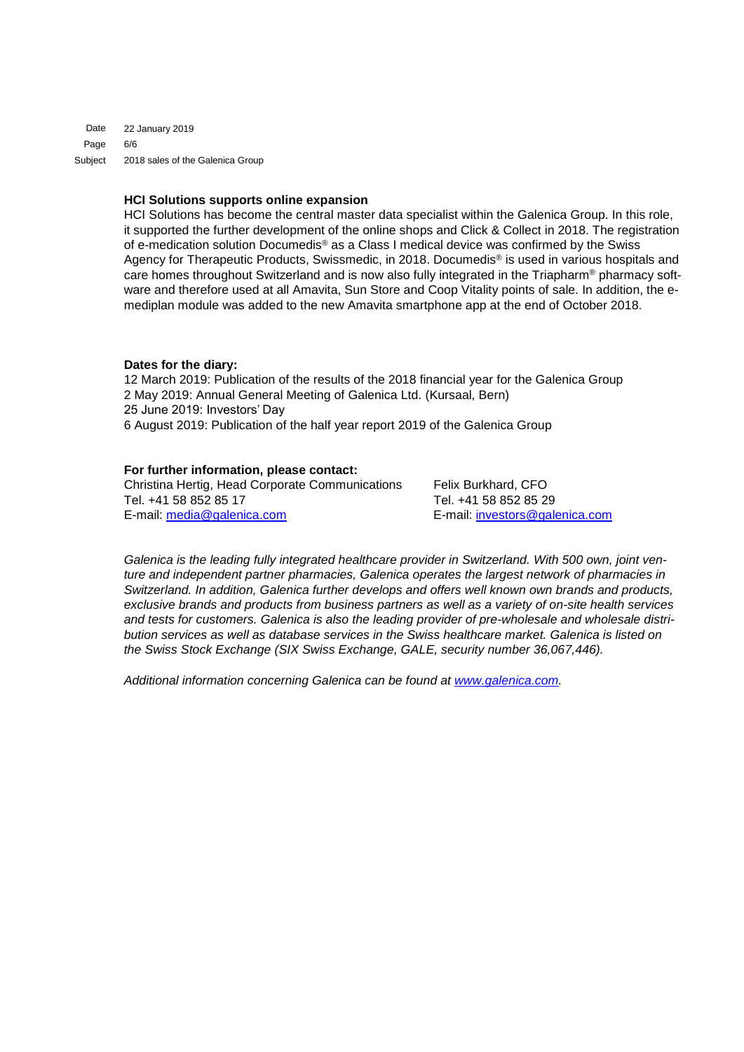### HCI Solutions supports online expansion

HCI Solutions has become the central master data specialist within the Galenica Group. In this role, it supported the further development of the online shops and Click & Collect in 2018. The registration of e-medication solution Documedis® as a Class I medical device was confirmed by the Swiss Agency for Therapeutic Products, Swissmedic, in 2018. Documedis® is used in various hospitals and care homes throughout Switzerland and is now also fully integrated in the Triapharm® pharmacy software and therefore used at all Amavita, Sun Store and Coop Vitality points of sale. In addition, the e-mediplan module was added to the new Amavita smartphone app at the end of October 2018.

**Dates for the diary:**

12 March 2019: Publication of the results of the 2018 financial year for the Galenica Group
2 May 2019: Annual General Meeting of Galenica Ltd. (Kursaal, Bern)
25 June 2019: Investors' Day
6 August 2019: Publication of the half year report 2019 of the Galenica Group

**For further information, please contact:**

Christina Hertig, Head Corporate Communications
Tel. +41 58 852 85 17
E-mail: media@galenica.com

Felix Burkhard, CFO
Tel. +41 58 852 85 29
E-mail: investors@galenica.com

*Galenica is the leading fully integrated healthcare provider in Switzerland. With 500 own, joint venture and independent partner pharmacies, Galenica operates the largest network of pharmacies in Switzerland. In addition, Galenica further develops and offers well known own brands and products, exclusive brands and products from business partners as well as a variety of on-site health services and tests for customers. Galenica is also the leading provider of pre-wholesale and wholesale distribution services as well as database services in the Swiss healthcare market. Galenica is listed on the Swiss Stock Exchange (SIX Swiss Exchange, GALE, security number 36,067,446).*

*Additional information concerning Galenica can be found at www.galenica.com.*